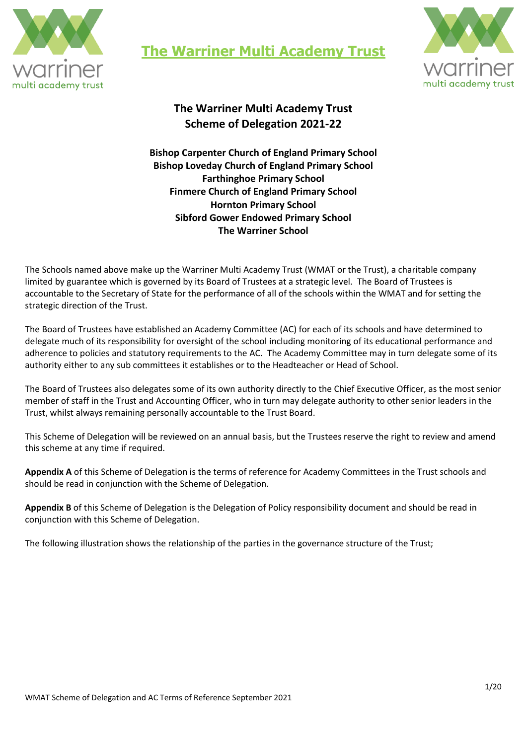# The Warriner Multi Academy Trust

## The Warriner Multi Academy Trust
## Scheme of Delegation 2021-22

**Bishop Carpenter Church of England Primary School**
**Bishop Loveday Church of England Primary School**
**Farthinghoe Primary School**
**Finmere Church of England Primary School**
**Hornton Primary School**
**Sibford Gower Endowed Primary School**
**The Warriner School**

The Schools named above make up the Warriner Multi Academy Trust (WMAT or the Trust), a charitable company limited by guarantee which is governed by its Board of Trustees at a strategic level. The Board of Trustees is accountable to the Secretary of State for the performance of all of the schools within the WMAT and for setting the strategic direction of the Trust.

The Board of Trustees have established an Academy Committee (AC) for each of its schools and have determined to delegate much of its responsibility for oversight of the school including monitoring of its educational performance and adherence to policies and statutory requirements to the AC. The Academy Committee may in turn delegate some of its authority either to any sub committees it establishes or to the Headteacher or Head of School.

The Board of Trustees also delegates some of its own authority directly to the Chief Executive Officer, as the most senior member of staff in the Trust and Accounting Officer, who in turn may delegate authority to other senior leaders in the Trust, whilst always remaining personally accountable to the Trust Board.

This Scheme of Delegation will be reviewed on an annual basis, but the Trustees reserve the right to review and amend this scheme at any time if required.

**Appendix A** of this Scheme of Delegation is the terms of reference for Academy Committees in the Trust schools and should be read in conjunction with the Scheme of Delegation.

**Appendix B** of this Scheme of Delegation is the Delegation of Policy responsibility document and should be read in conjunction with this Scheme of Delegation.

The following illustration shows the relationship of the parties in the governance structure of the Trust;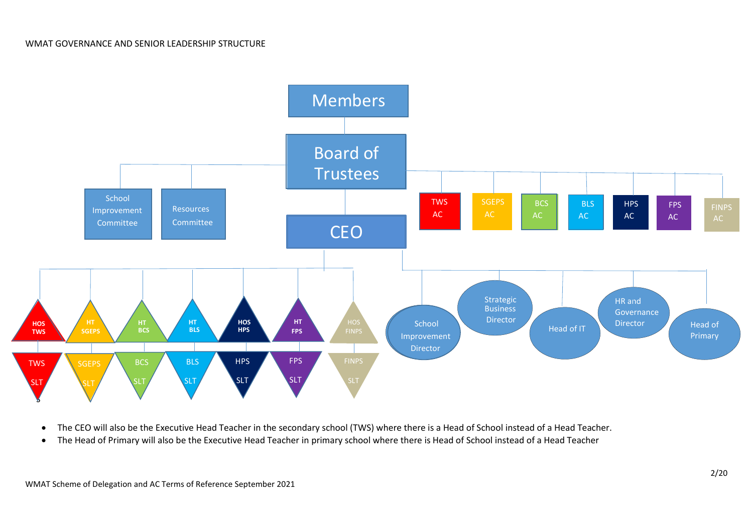WMAT GOVERNANCE AND SENIOR LEADERSHIP STRUCTURE

Members

Board of Trustees

School Improvement Committee

Resources Committee

TWS AC | SGEPS AC | BCS AC | BLS AC | HPS AC | FPS AC | FINPS AC

CEO

HOS TWS | HT SGEPS | HT BCS | HT BLS | HOS HPS | HT FPS | HOS FINPS

TWS SLT | SGEPS SLT | BCS SLT | BLS SLT | HPS SLT | FPS SLT | FINPS SLT

School Improvement Director | Strategic Business Director | Head of IT | HR and Governance Director | Head of Primary

- The CEO will also be the Executive Head Teacher in the secondary school (TWS) where there is a Head of School instead of a Head Teacher.
- The Head of Primary will also be the Executive Head Teacher in primary school where there is Head of School instead of a Head Teacher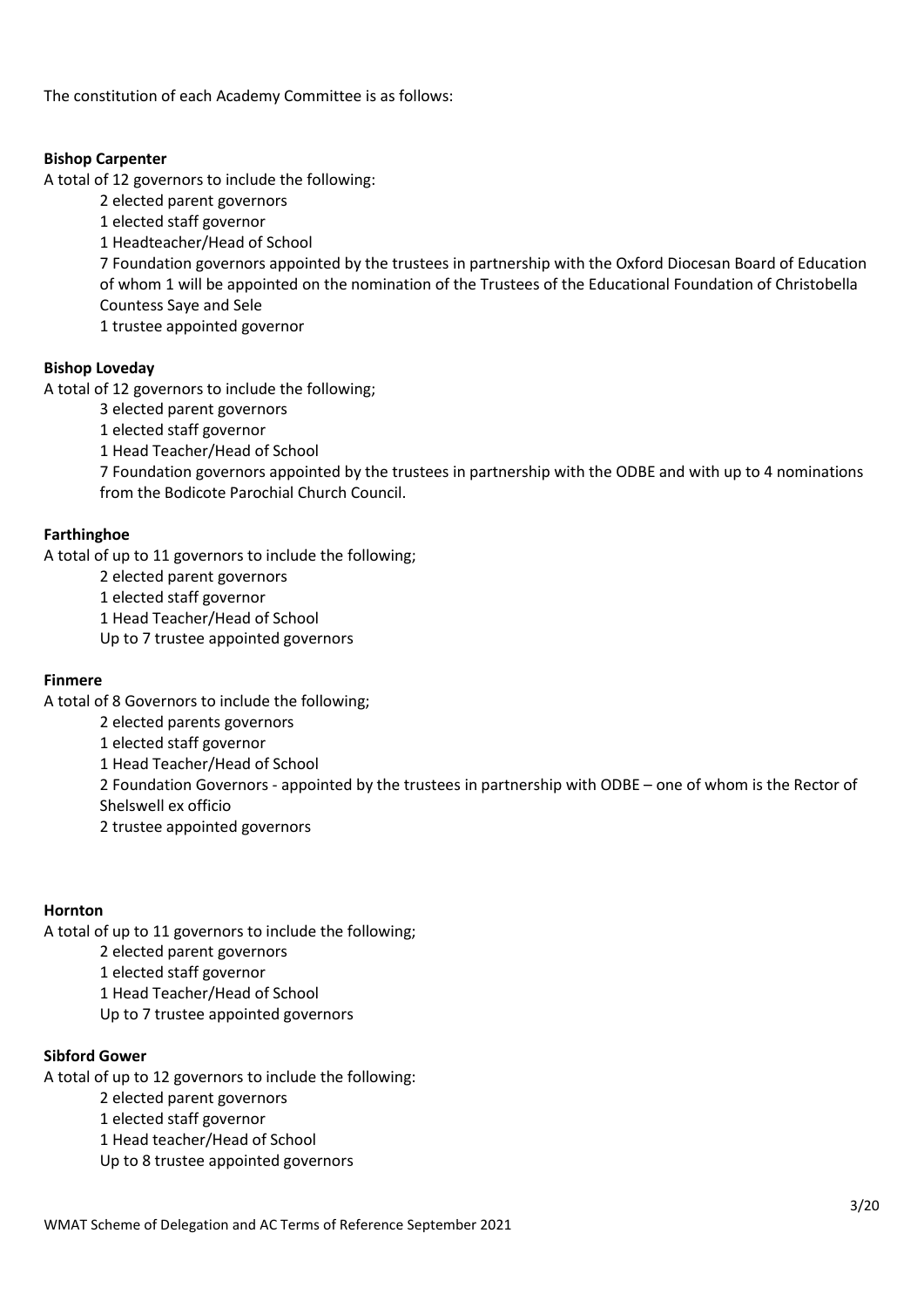The constitution of each Academy Committee is as follows:

**Bishop Carpenter**

A total of 12 governors to include the following:

- 2 elected parent governors
- 1 elected staff governor
- 1 Headteacher/Head of School
- 7 Foundation governors appointed by the trustees in partnership with the Oxford Diocesan Board of Education of whom 1 will be appointed on the nomination of the Trustees of the Educational Foundation of Christobella Countess Saye and Sele
- 1 trustee appointed governor

**Bishop Loveday**

A total of 12 governors to include the following;

- 3 elected parent governors
- 1 elected staff governor
- 1 Head Teacher/Head of School
- 7 Foundation governors appointed by the trustees in partnership with the ODBE and with up to 4 nominations from the Bodicote Parochial Church Council.

**Farthinghoe**

A total of up to 11 governors to include the following;

- 2 elected parent governors
- 1 elected staff governor
- 1 Head Teacher/Head of School
- Up to 7 trustee appointed governors

**Finmere**

A total of 8 Governors to include the following;

- 2 elected parents governors
- 1 elected staff governor
- 1 Head Teacher/Head of School
- 2 Foundation Governors - appointed by the trustees in partnership with ODBE – one of whom is the Rector of Shelswell ex officio
- 2 trustee appointed governors

**Hornton**

A total of up to 11 governors to include the following;

- 2 elected parent governors
- 1 elected staff governor
- 1 Head Teacher/Head of School
- Up to 7 trustee appointed governors

**Sibford Gower**

A total of up to 12 governors to include the following:

- 2 elected parent governors
- 1 elected staff governor
- 1 Head teacher/Head of School
- Up to 8 trustee appointed governors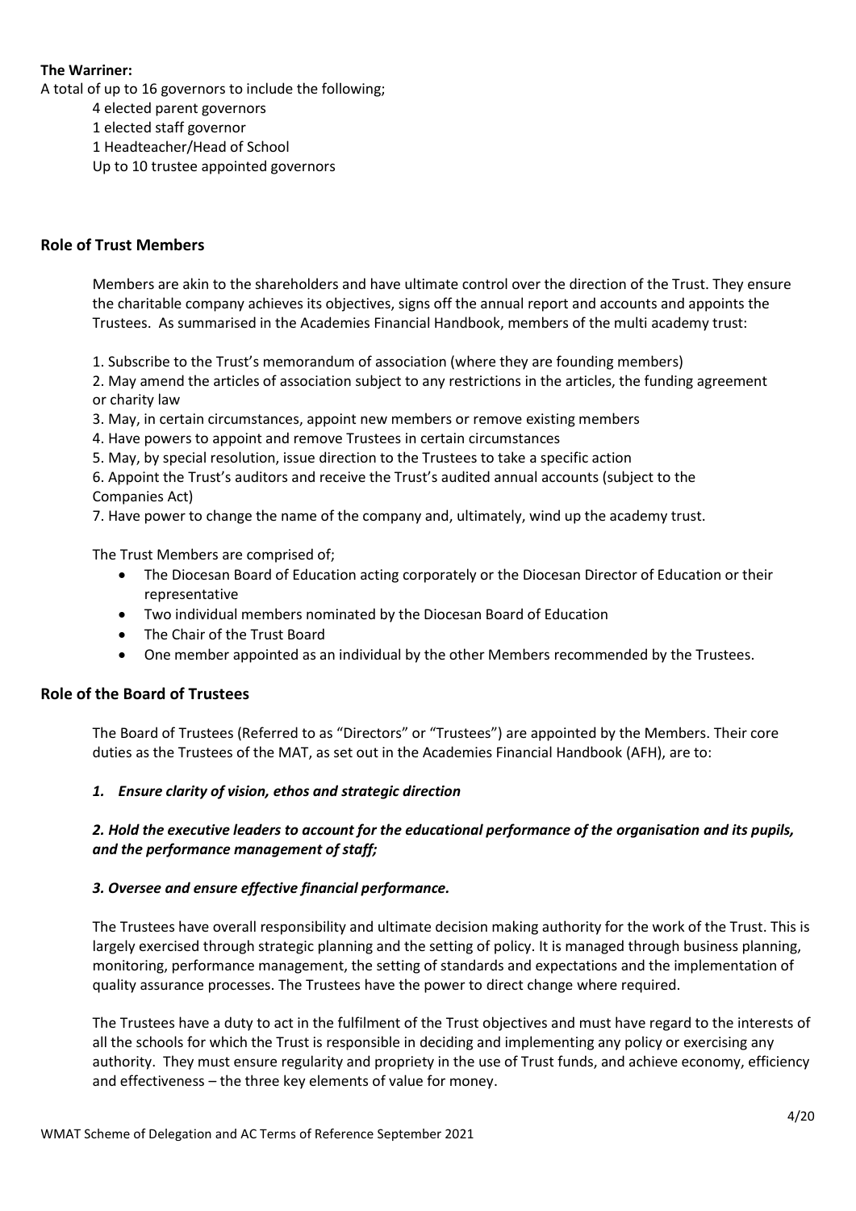**The Warriner:**

A total of up to 16 governors to include the following;

4 elected parent governors
1 elected staff governor
1 Headteacher/Head of School
Up to 10 trustee appointed governors

## Role of Trust Members

Members are akin to the shareholders and have ultimate control over the direction of the Trust. They ensure the charitable company achieves its objectives, signs off the annual report and accounts and appoints the Trustees. As summarised in the Academies Financial Handbook, members of the multi academy trust:

1. Subscribe to the Trust's memorandum of association (where they are founding members)
2. May amend the articles of association subject to any restrictions in the articles, the funding agreement or charity law
3. May, in certain circumstances, appoint new members or remove existing members
4. Have powers to appoint and remove Trustees in certain circumstances
5. May, by special resolution, issue direction to the Trustees to take a specific action
6. Appoint the Trust's auditors and receive the Trust's audited annual accounts (subject to the Companies Act)
7. Have power to change the name of the company and, ultimately, wind up the academy trust.

The Trust Members are comprised of;

- The Diocesan Board of Education acting corporately or the Diocesan Director of Education or their representative
- Two individual members nominated by the Diocesan Board of Education
- The Chair of the Trust Board
- One member appointed as an individual by the other Members recommended by the Trustees.

## Role of the Board of Trustees

The Board of Trustees (Referred to as "Directors" or "Trustees") are appointed by the Members. Their core duties as the Trustees of the MAT, as set out in the Academies Financial Handbook (AFH), are to:

***1. Ensure clarity of vision, ethos and strategic direction***

***2. Hold the executive leaders to account for the educational performance of the organisation and its pupils, and the performance management of staff;***

***3. Oversee and ensure effective financial performance.***

The Trustees have overall responsibility and ultimate decision making authority for the work of the Trust. This is largely exercised through strategic planning and the setting of policy. It is managed through business planning, monitoring, performance management, the setting of standards and expectations and the implementation of quality assurance processes. The Trustees have the power to direct change where required.

The Trustees have a duty to act in the fulfilment of the Trust objectives and must have regard to the interests of all the schools for which the Trust is responsible in deciding and implementing any policy or exercising any authority. They must ensure regularity and propriety in the use of Trust funds, and achieve economy, efficiency and effectiveness – the three key elements of value for money.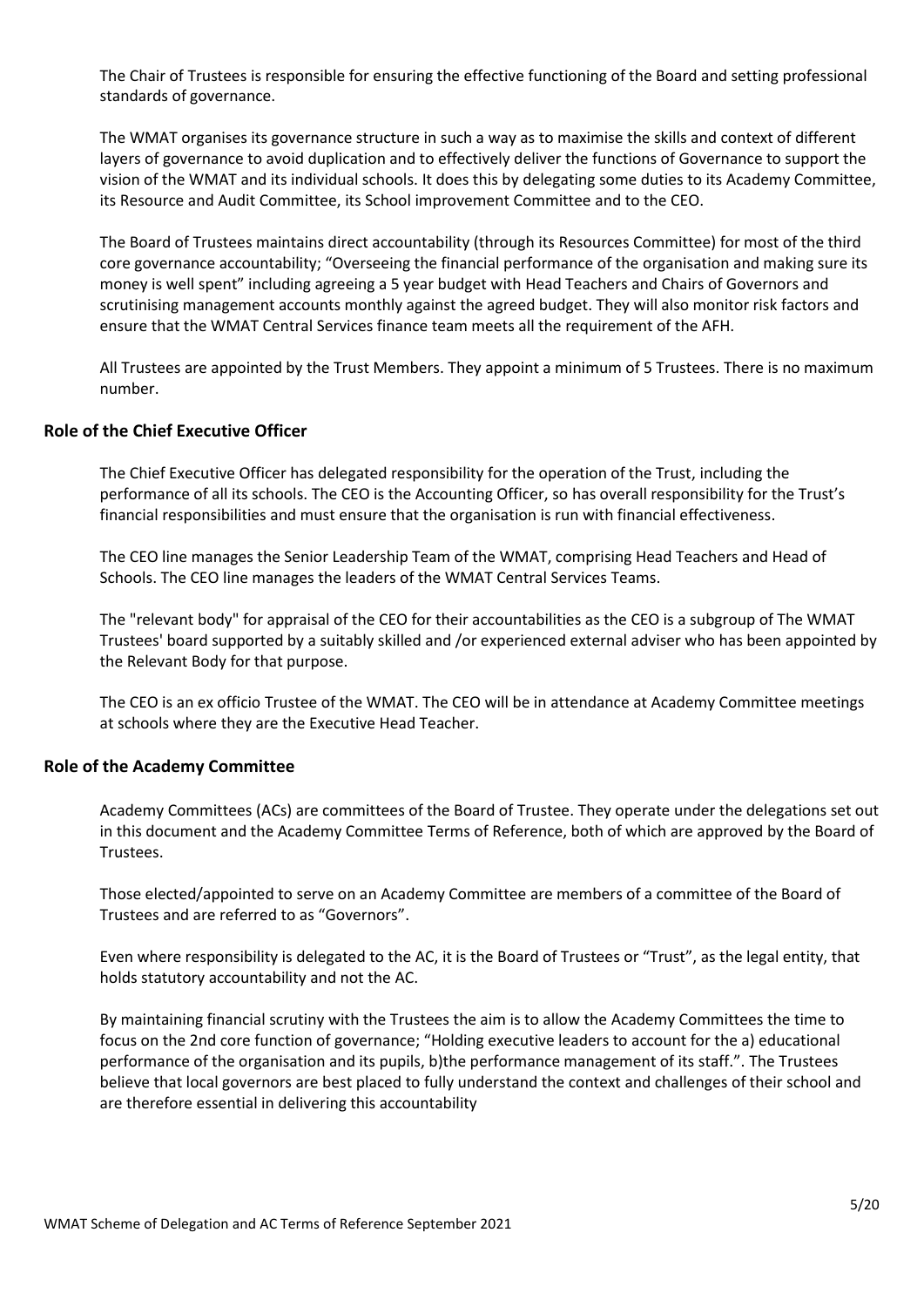The Chair of Trustees is responsible for ensuring the effective functioning of the Board and setting professional standards of governance.

The WMAT organises its governance structure in such a way as to maximise the skills and context of different layers of governance to avoid duplication and to effectively deliver the functions of Governance to support the vision of the WMAT and its individual schools. It does this by delegating some duties to its Academy Committee, its Resource and Audit Committee, its School improvement Committee and to the CEO.

The Board of Trustees maintains direct accountability (through its Resources Committee) for most of the third core governance accountability; "Overseeing the financial performance of the organisation and making sure its money is well spent" including agreeing a 5 year budget with Head Teachers and Chairs of Governors and scrutinising management accounts monthly against the agreed budget. They will also monitor risk factors and ensure that the WMAT Central Services finance team meets all the requirement of the AFH.

All Trustees are appointed by the Trust Members. They appoint a minimum of 5 Trustees. There is no maximum number.

## Role of the Chief Executive Officer

The Chief Executive Officer has delegated responsibility for the operation of the Trust, including the performance of all its schools. The CEO is the Accounting Officer, so has overall responsibility for the Trust's financial responsibilities and must ensure that the organisation is run with financial effectiveness.

The CEO line manages the Senior Leadership Team of the WMAT, comprising Head Teachers and Head of Schools. The CEO line manages the leaders of the WMAT Central Services Teams.

The "relevant body" for appraisal of the CEO for their accountabilities as the CEO is a subgroup of The WMAT Trustees' board supported by a suitably skilled and /or experienced external adviser who has been appointed by the Relevant Body for that purpose.

The CEO is an ex officio Trustee of the WMAT. The CEO will be in attendance at Academy Committee meetings at schools where they are the Executive Head Teacher.

## Role of the Academy Committee

Academy Committees (ACs) are committees of the Board of Trustee. They operate under the delegations set out in this document and the Academy Committee Terms of Reference, both of which are approved by the Board of Trustees.

Those elected/appointed to serve on an Academy Committee are members of a committee of the Board of Trustees and are referred to as "Governors".

Even where responsibility is delegated to the AC, it is the Board of Trustees or "Trust", as the legal entity, that holds statutory accountability and not the AC.

By maintaining financial scrutiny with the Trustees the aim is to allow the Academy Committees the time to focus on the 2nd core function of governance; "Holding executive leaders to account for the a) educational performance of the organisation and its pupils, b)the performance management of its staff.". The Trustees believe that local governors are best placed to fully understand the context and challenges of their school and are therefore essential in delivering this accountability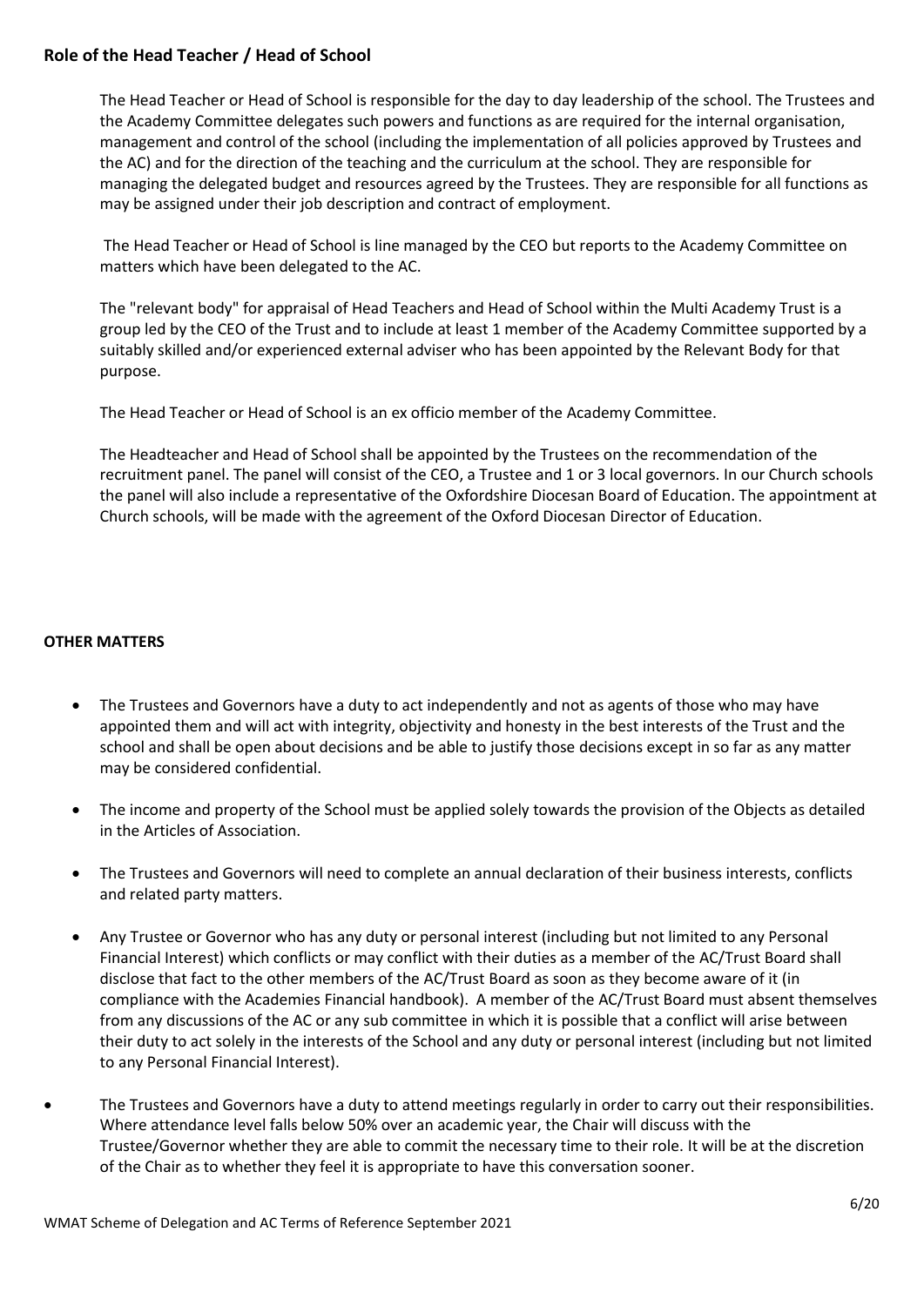## Role of the Head Teacher / Head of School

The Head Teacher or Head of School is responsible for the day to day leadership of the school. The Trustees and the Academy Committee delegates such powers and functions as are required for the internal organisation, management and control of the school (including the implementation of all policies approved by Trustees and the AC) and for the direction of the teaching and the curriculum at the school. They are responsible for managing the delegated budget and resources agreed by the Trustees. They are responsible for all functions as may be assigned under their job description and contract of employment.

The Head Teacher or Head of School is line managed by the CEO but reports to the Academy Committee on matters which have been delegated to the AC.

The "relevant body" for appraisal of Head Teachers and Head of School within the Multi Academy Trust is a group led by the CEO of the Trust and to include at least 1 member of the Academy Committee supported by a suitably skilled and/or experienced external adviser who has been appointed by the Relevant Body for that purpose.

The Head Teacher or Head of School is an ex officio member of the Academy Committee.

The Headteacher and Head of School shall be appointed by the Trustees on the recommendation of the recruitment panel. The panel will consist of the CEO, a Trustee and 1 or 3 local governors. In our Church schools the panel will also include a representative of the Oxfordshire Diocesan Board of Education. The appointment at Church schools, will be made with the agreement of the Oxford Diocesan Director of Education.

**OTHER MATTERS**

- The Trustees and Governors have a duty to act independently and not as agents of those who may have appointed them and will act with integrity, objectivity and honesty in the best interests of the Trust and the school and shall be open about decisions and be able to justify those decisions except in so far as any matter may be considered confidential.
- The income and property of the School must be applied solely towards the provision of the Objects as detailed in the Articles of Association.
- The Trustees and Governors will need to complete an annual declaration of their business interests, conflicts and related party matters.
- Any Trustee or Governor who has any duty or personal interest (including but not limited to any Personal Financial Interest) which conflicts or may conflict with their duties as a member of the AC/Trust Board shall disclose that fact to the other members of the AC/Trust Board as soon as they become aware of it (in compliance with the Academies Financial handbook). A member of the AC/Trust Board must absent themselves from any discussions of the AC or any sub committee in which it is possible that a conflict will arise between their duty to act solely in the interests of the School and any duty or personal interest (including but not limited to any Personal Financial Interest).
- The Trustees and Governors have a duty to attend meetings regularly in order to carry out their responsibilities. Where attendance level falls below 50% over an academic year, the Chair will discuss with the Trustee/Governor whether they are able to commit the necessary time to their role. It will be at the discretion of the Chair as to whether they feel it is appropriate to have this conversation sooner.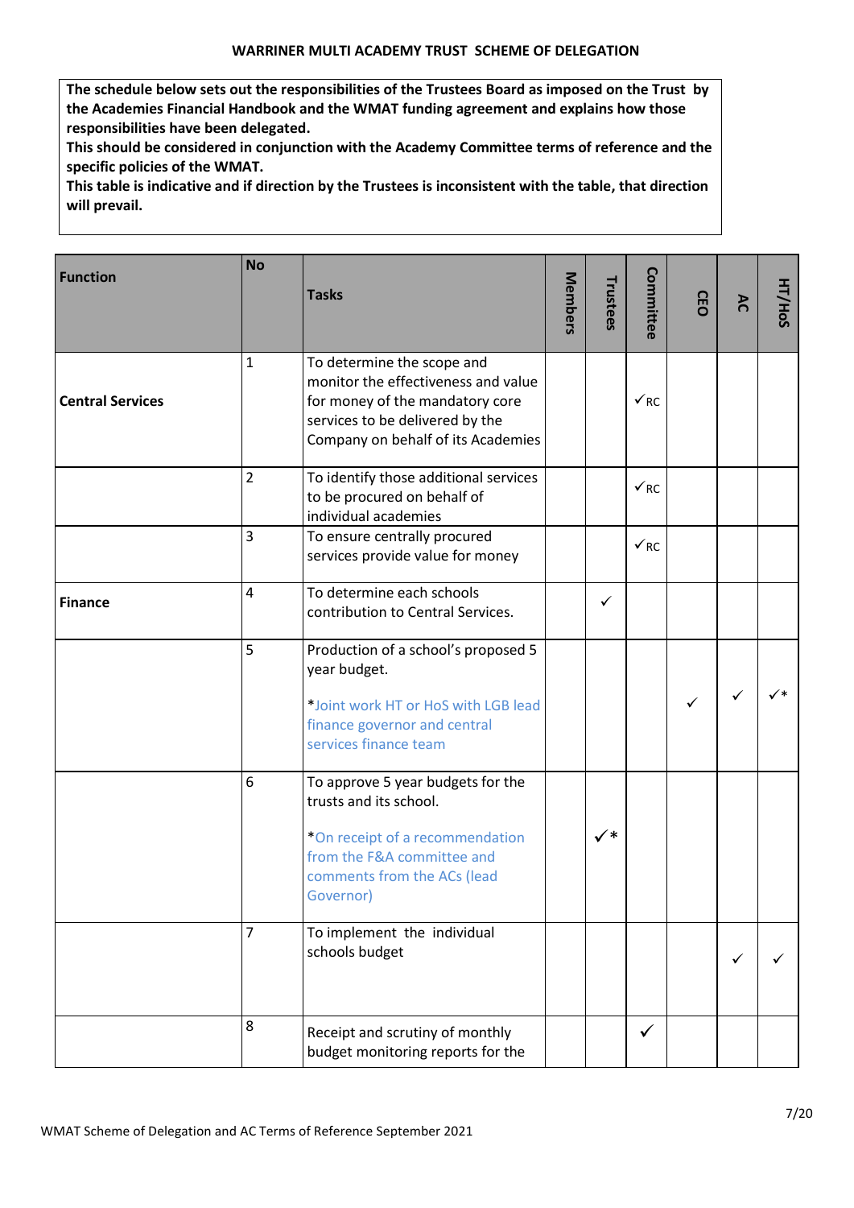**WARRINER MULTI ACADEMY TRUST SCHEME OF DELEGATION**

**The schedule below sets out the responsibilities of the Trustees Board as imposed on the Trust by the Academies Financial Handbook and the WMAT funding agreement and explains how those responsibilities have been delegated.**
**This should be considered in conjunction with the Academy Committee terms of reference and the specific policies of the WMAT.**
**This table is indicative and if direction by the Trustees is inconsistent with the table, that direction will prevail.**

| Function | No | Tasks | Members | Trustees | Committee | CEO | AC | HT/HoS |
|---|---|---|---|---|---|---|---|---|
| **Central Services** | 1 | To determine the scope and monitor the effectiveness and value for money of the mandatory core services to be delivered by the Company on behalf of its Academies | | | ✓RC | | | |
| | 2 | To identify those additional services to be procured on behalf of individual academies | | | ✓RC | | | |
| | 3 | To ensure centrally procured services provide value for money | | | ✓RC | | | |
| **Finance** | 4 | To determine each schools contribution to Central Services. | | ✓ | | | | |
| | 5 | Production of a school's proposed 5 year budget. *Joint work HT or HoS with LGB lead finance governor and central services finance team | | | | ✓ | ✓ | ✓* |
| | 6 | To approve 5 year budgets for the trusts and its school. *On receipt of a recommendation from the F&A committee and comments from the ACs (lead Governor) | | ✓* | | | | |
| | 7 | To implement the individual schools budget | | | | | ✓ | ✓ |
| | 8 | Receipt and scrutiny of monthly budget monitoring reports for the | | | ✓ | | | |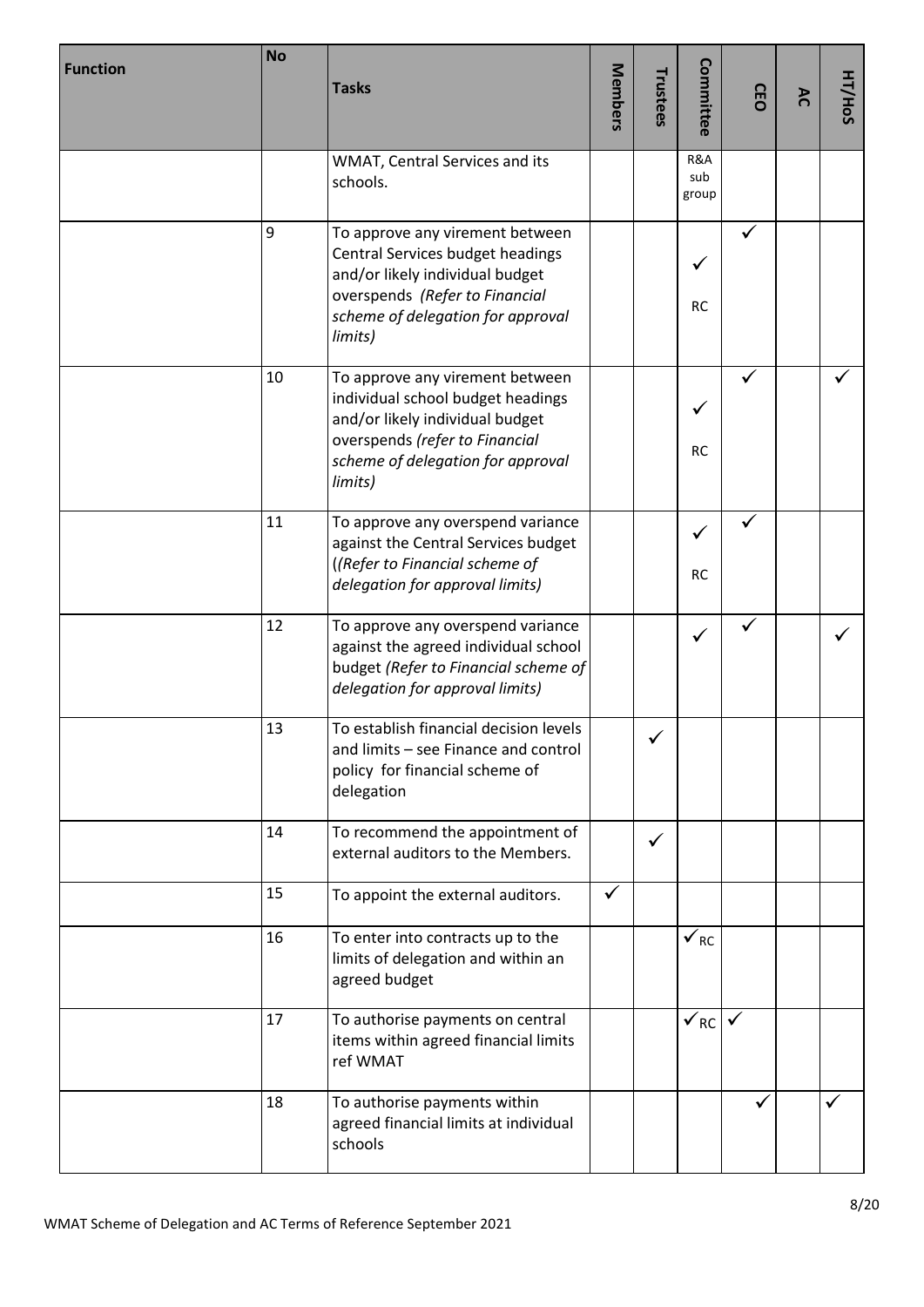| Function | No | Tasks | Members | Trustees | Committee | CEO | AC | HT/HoS |
|---|---|---|---|---|---|---|---|---|
| | | WMAT, Central Services and its schools. | | | R&A sub group | | | |
| | 9 | To approve any virement between Central Services budget headings and/or likely individual budget overspends *(Refer to Financial scheme of delegation for approval limits)* | | | ✓ RC | ✓ | | |
| | 10 | To approve any virement between individual school budget headings and/or likely individual budget overspends *(refer to Financial scheme of delegation for approval limits)* | | | ✓ RC | ✓ | | ✓ |
| | 11 | To approve any overspend variance against the Central Services budget (*(Refer to Financial scheme of delegation for approval limits)* | | | ✓ RC | ✓ | | |
| | 12 | To approve any overspend variance against the agreed individual school budget *(Refer to Financial scheme of delegation for approval limits)* | | | ✓ | ✓ | | ✓ |
| | 13 | To establish financial decision levels and limits – see Finance and control policy for financial scheme of delegation | | ✓ | | | | |
| | 14 | To recommend the appointment of external auditors to the Members. | | ✓ | | | | |
| | 15 | To appoint the external auditors. | ✓ | | | | | |
| | 16 | To enter into contracts up to the limits of delegation and within an agreed budget | | | ✓ RC | | | |
| | 17 | To authorise payments on central items within agreed financial limits ref WMAT | | | ✓ RC | ✓ | | |
| | 18 | To authorise payments within agreed financial limits at individual schools | | | | ✓ | | ✓ |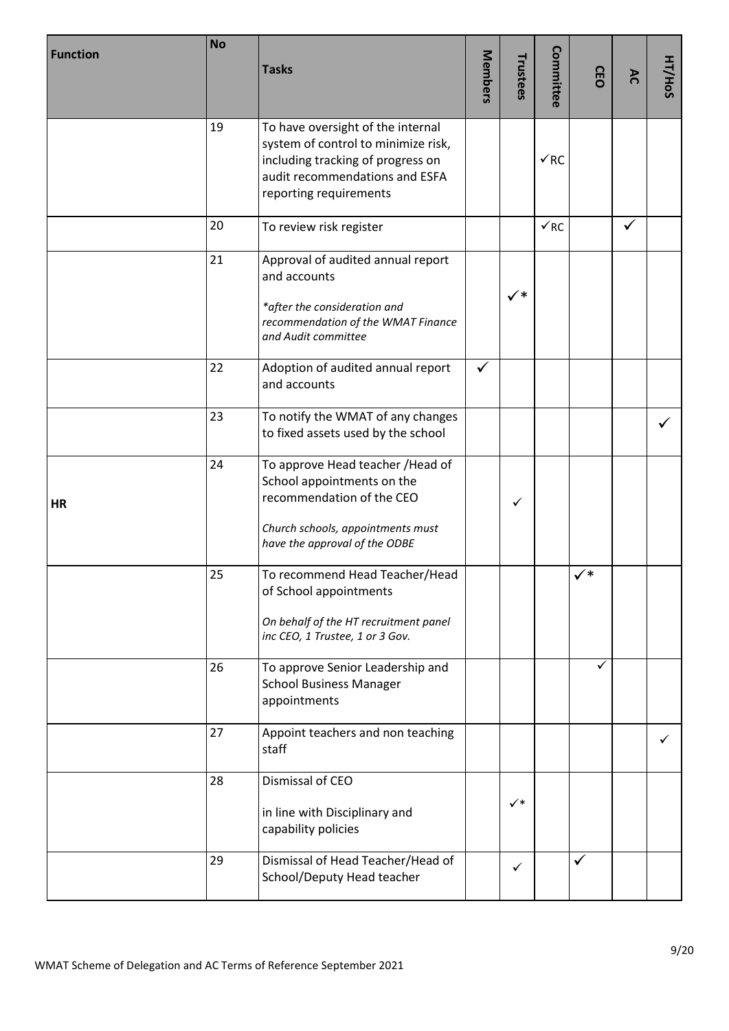| Function | No | Tasks | Members | Trustees | Committee | CEO | AC | HT/HoS |
|---|---|---|---|---|---|---|---|---|
| | 19 | To have oversight of the internal system of control to minimize risk, including tracking of progress on audit recommendations and ESFA reporting requirements | | | ✓RC | | | |
| | 20 | To review risk register | | | ✓RC | | ✓ | |
| | 21 | Approval of audited annual report and accounts<br><br>*\*after the consideration and recommendation of the WMAT Finance and Audit committee* | | ✓* | | | | |
| | 22 | Adoption of audited annual report and accounts | ✓ | | | | | |
| | 23 | To notify the WMAT of any changes to fixed assets used by the school | | | | | | ✓ |
| HR | 24 | To approve Head teacher /Head of School appointments on the recommendation of the CEO<br><br>*Church schools, appointments must have the approval of the ODBE* | | ✓ | | | | |
| | 25 | To recommend Head Teacher/Head of School appointments<br><br>*On behalf of the HT recruitment panel inc CEO, 1 Trustee, 1 or 3 Gov.* | | | | ✓* | | |
| | 26 | To approve Senior Leadership and School Business Manager appointments | | | | ✓ | | |
| | 27 | Appoint teachers and non teaching staff | | | | | | ✓ |
| | 28 | Dismissal of CEO<br><br>in line with Disciplinary and capability policies | | ✓* | | | | |
| | 29 | Dismissal of Head Teacher/Head of School/Deputy Head teacher | | ✓ | | ✓ | | |

WMAT Scheme of Delegation and AC Terms of Reference September 2021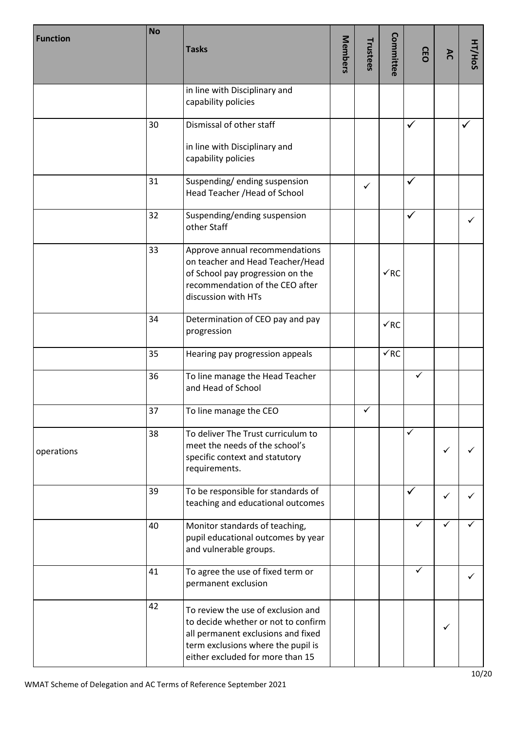| Function | No | Tasks | Members | Trustees | Committee | CEO | AC | HT/HoS |
|---|---|---|---|---|---|---|---|---|
| | | in line with Disciplinary and capability policies | | | | | | |
| | 30 | Dismissal of other staff<br><br>in line with Disciplinary and capability policies | | | | ✓ | | ✓ |
| | 31 | Suspending/ ending suspension Head Teacher /Head of School | | ✓ | | ✓ | | |
| | 32 | Suspending/ending suspension other Staff | | | | ✓ | | ✓ |
| | 33 | Approve annual recommendations on teacher and Head Teacher/Head of School pay progression on the recommendation of the CEO after discussion with HTs | | | ✓RC | | | |
| | 34 | Determination of CEO pay and pay progression | | | ✓RC | | | |
| | 35 | Hearing pay progression appeals | | | ✓RC | | | |
| | 36 | To line manage the Head Teacher and Head of School | | | | ✓ | | |
| | 37 | To line manage the CEO | | ✓ | | | | |
| operations | 38 | To deliver The Trust curriculum to meet the needs of the school's specific context and statutory requirements. | | | | ✓ | ✓ | ✓ |
| | 39 | To be responsible for standards of teaching and educational outcomes | | | | ✓ | ✓ | ✓ |
| | 40 | Monitor standards of teaching, pupil educational outcomes by year and vulnerable groups. | | | | ✓ | ✓ | ✓ |
| | 41 | To agree the use of fixed term or permanent exclusion | | | | ✓ | | ✓ |
| | 42 | To review the use of exclusion and to decide whether or not to confirm all permanent exclusions and fixed term exclusions where the pupil is either excluded for more than 15 | | | | | ✓ | |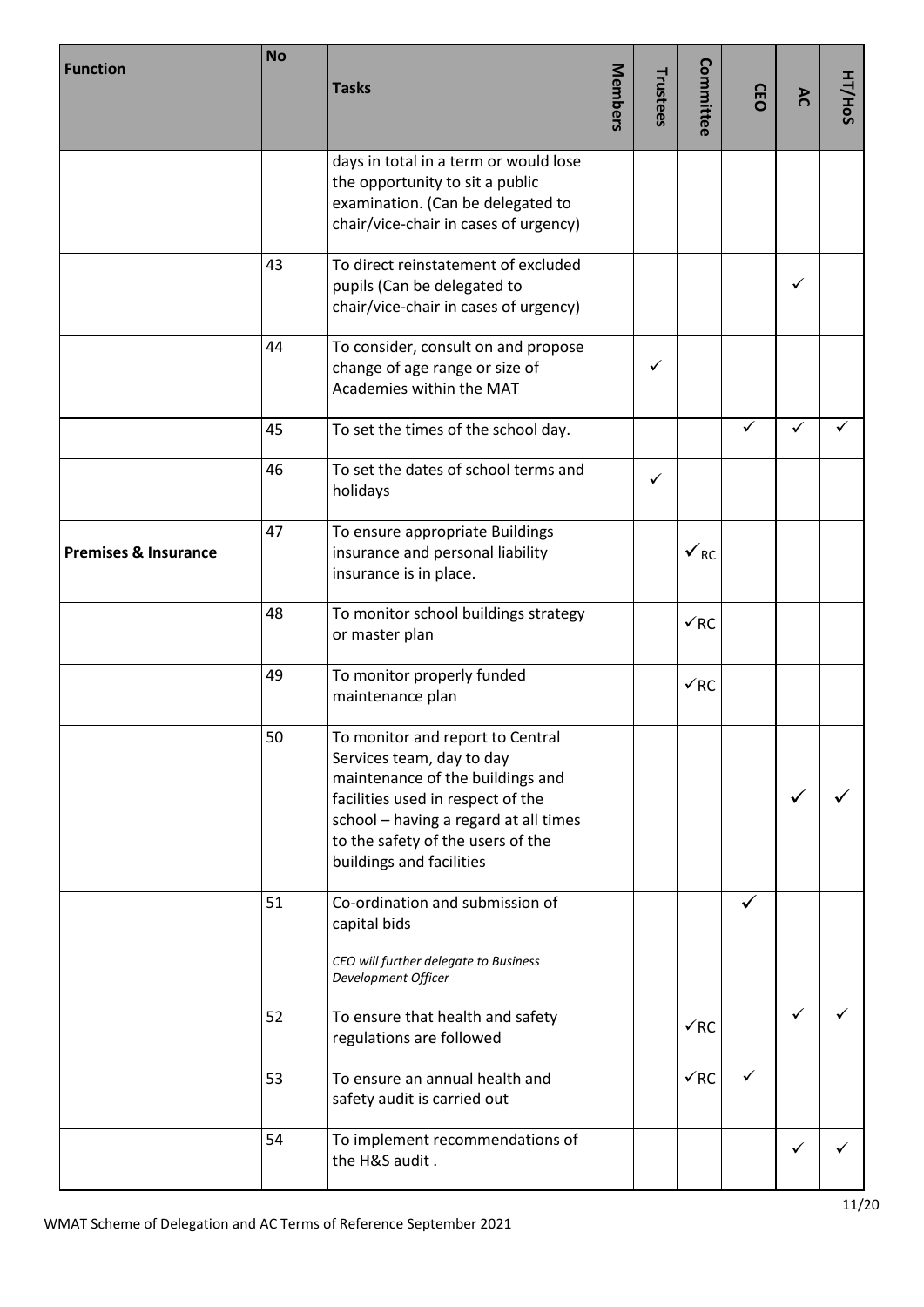| Function | No | Tasks | Members | Trustees | Committee | CEO | AC | HT/HoS |
|---|---|---|---|---|---|---|---|---|
| | | days in total in a term or would lose the opportunity to sit a public examination. (Can be delegated to chair/vice-chair in cases of urgency) | | | | | | |
| | 43 | To direct reinstatement of excluded pupils (Can be delegated to chair/vice-chair in cases of urgency) | | | | | ✓ | |
| | 44 | To consider, consult on and propose change of age range or size of Academies within the MAT | | ✓ | | | | |
| | 45 | To set the times of the school day. | | | | ✓ | ✓ | ✓ |
| | 46 | To set the dates of school terms and holidays | | ✓ | | | | |
| **Premises & Insurance** | 47 | To ensure appropriate Buildings insurance and personal liability insurance is in place. | | | ✓RC | | | |
| | 48 | To monitor school buildings strategy or master plan | | | ✓RC | | | |
| | 49 | To monitor properly funded maintenance plan | | | ✓RC | | | |
| | 50 | To monitor and report to Central Services team, day to day maintenance of the buildings and facilities used in respect of the school – having a regard at all times to the safety of the users of the buildings and facilities | | | | | ✓ | ✓ |
| | 51 | Co-ordination and submission of capital bids<br><br>*CEO will further delegate to Business Development Officer* | | | | ✓ | | |
| | 52 | To ensure that health and safety regulations are followed | | | ✓RC | | ✓ | ✓ |
| | 53 | To ensure an annual health and safety audit is carried out | | | ✓RC | ✓ | | |
| | 54 | To implement recommendations of the H&S audit . | | | | | ✓ | ✓ |

WMAT Scheme of Delegation and AC Terms of Reference September 2021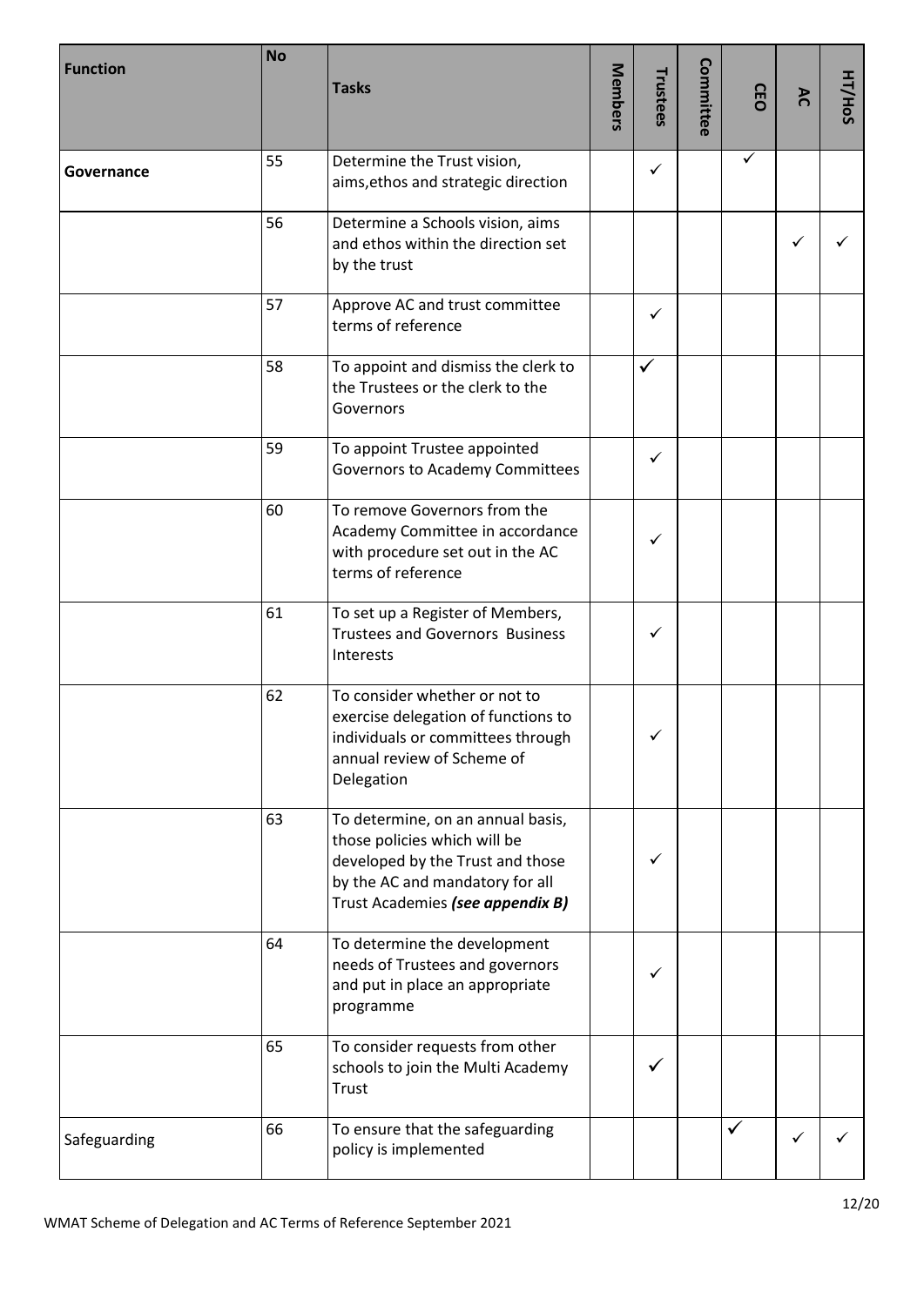| Function | No | Tasks | Members | Trustees | Committee | CEO | AC | HT/HoS |
|---|---|---|---|---|---|---|---|---|
| **Governance** | 55 | Determine the Trust vision, aims,ethos and strategic direction | | ✓ | | ✓ | | |
| | 56 | Determine a Schools vision, aims and ethos within the direction set by the trust | | | | | ✓ | ✓ |
| | 57 | Approve AC and trust committee terms of reference | | ✓ | | | | |
| | 58 | To appoint and dismiss the clerk to the Trustees or the clerk to the Governors | | ✓ | | | | |
| | 59 | To appoint Trustee appointed Governors to Academy Committees | | ✓ | | | | |
| | 60 | To remove Governors from the Academy Committee in accordance with procedure set out in the AC terms of reference | | ✓ | | | | |
| | 61 | To set up a Register of Members, Trustees and Governors Business Interests | | ✓ | | | | |
| | 62 | To consider whether or not to exercise delegation of functions to individuals or committees through annual review of Scheme of Delegation | | ✓ | | | | |
| | 63 | To determine, on an annual basis, those policies which will be developed by the Trust and those by the AC and mandatory for all Trust Academies ***(see appendix B)*** | | ✓ | | | | |
| | 64 | To determine the development needs of Trustees and governors and put in place an appropriate programme | | ✓ | | | | |
| | 65 | To consider requests from other schools to join the Multi Academy Trust | | ✓ | | | | |
| Safeguarding | 66 | To ensure that the safeguarding policy is implemented | | | | ✓ | ✓ | ✓ |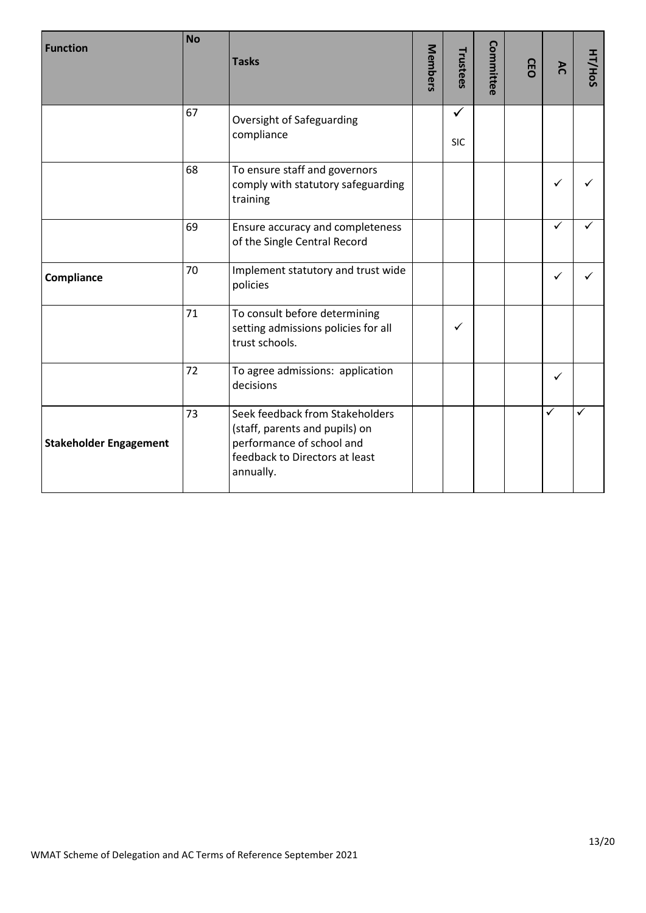| Function | No | Tasks | Members | Trustees | Committee | CEO | AC | HT/HoS |
|---|---|---|---|---|---|---|---|---|
| | 67 | Oversight of Safeguarding compliance | | ✓ SIC | | | | |
| | 68 | To ensure staff and governors comply with statutory safeguarding training | | | | | ✓ | ✓ |
| | 69 | Ensure accuracy and completeness of the Single Central Record | | | | | ✓ | ✓ |
| **Compliance** | 70 | Implement statutory and trust wide policies | | | | | ✓ | ✓ |
| | 71 | To consult before determining setting admissions policies for all trust schools. | | ✓ | | | | |
| | 72 | To agree admissions: application decisions | | | | | ✓ | |
| **Stakeholder Engagement** | 73 | Seek feedback from Stakeholders (staff, parents and pupils) on performance of school and feedback to Directors at least annually. | | | | | ✓ | ✓ |

WMAT Scheme of Delegation and AC Terms of Reference September 2021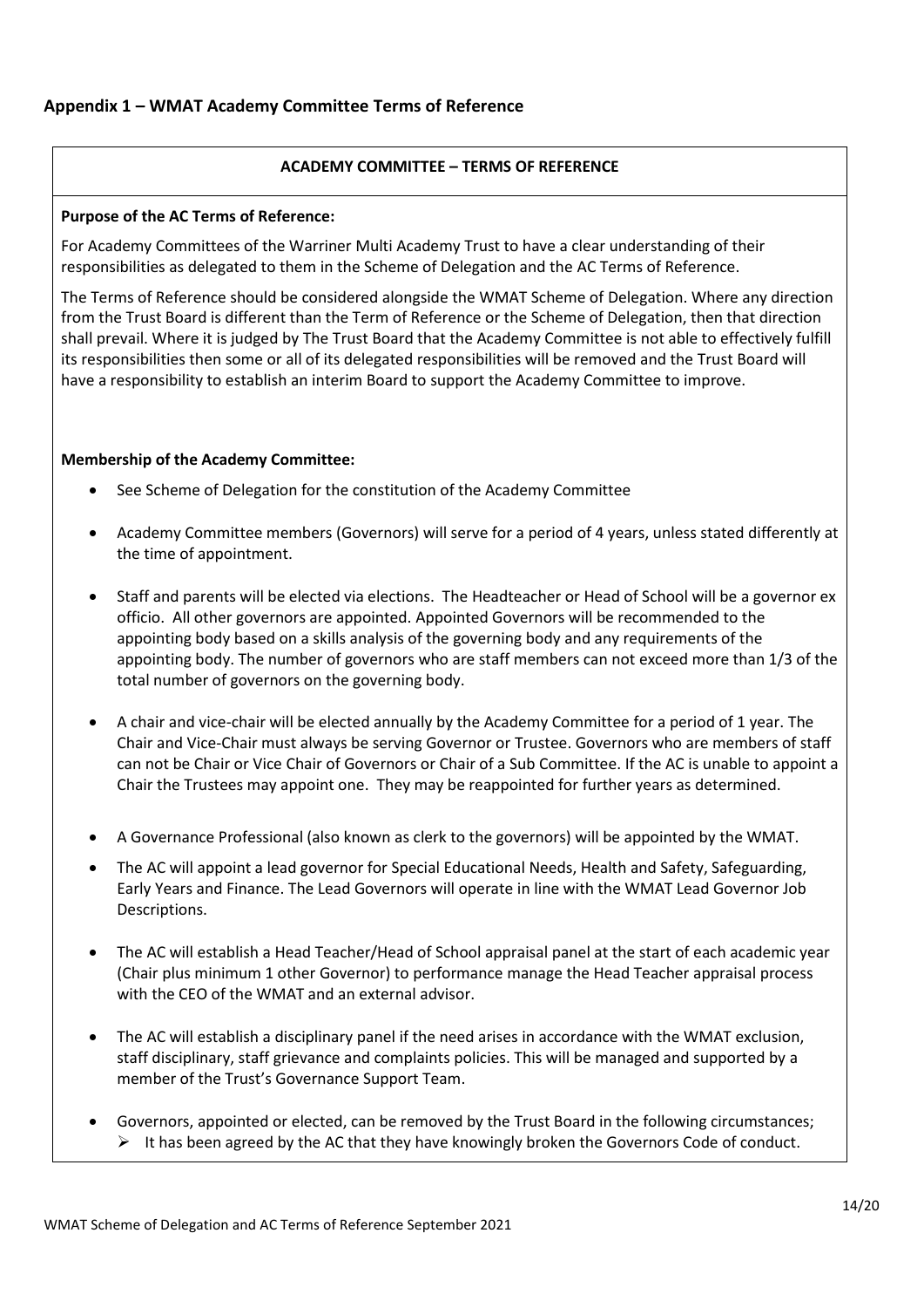## Appendix 1 – WMAT Academy Committee Terms of Reference

**ACADEMY COMMITTEE – TERMS OF REFERENCE**

**Purpose of the AC Terms of Reference:**

For Academy Committees of the Warriner Multi Academy Trust to have a clear understanding of their responsibilities as delegated to them in the Scheme of Delegation and the AC Terms of Reference.

The Terms of Reference should be considered alongside the WMAT Scheme of Delegation. Where any direction from the Trust Board is different than the Term of Reference or the Scheme of Delegation, then that direction shall prevail. Where it is judged by The Trust Board that the Academy Committee is not able to effectively fulfill its responsibilities then some or all of its delegated responsibilities will be removed and the Trust Board will have a responsibility to establish an interim Board to support the Academy Committee to improve.

**Membership of the Academy Committee:**

- See Scheme of Delegation for the constitution of the Academy Committee
- Academy Committee members (Governors) will serve for a period of 4 years, unless stated differently at the time of appointment.
- Staff and parents will be elected via elections. The Headteacher or Head of School will be a governor ex officio. All other governors are appointed. Appointed Governors will be recommended to the appointing body based on a skills analysis of the governing body and any requirements of the appointing body. The number of governors who are staff members can not exceed more than 1/3 of the total number of governors on the governing body.
- A chair and vice-chair will be elected annually by the Academy Committee for a period of 1 year. The Chair and Vice-Chair must always be serving Governor or Trustee. Governors who are members of staff can not be Chair or Vice Chair of Governors or Chair of a Sub Committee. If the AC is unable to appoint a Chair the Trustees may appoint one. They may be reappointed for further years as determined.
- A Governance Professional (also known as clerk to the governors) will be appointed by the WMAT.
- The AC will appoint a lead governor for Special Educational Needs, Health and Safety, Safeguarding, Early Years and Finance. The Lead Governors will operate in line with the WMAT Lead Governor Job Descriptions.
- The AC will establish a Head Teacher/Head of School appraisal panel at the start of each academic year (Chair plus minimum 1 other Governor) to performance manage the Head Teacher appraisal process with the CEO of the WMAT and an external advisor.
- The AC will establish a disciplinary panel if the need arises in accordance with the WMAT exclusion, staff disciplinary, staff grievance and complaints policies. This will be managed and supported by a member of the Trust's Governance Support Team.
- Governors, appointed or elected, can be removed by the Trust Board in the following circumstances;
  - It has been agreed by the AC that they have knowingly broken the Governors Code of conduct.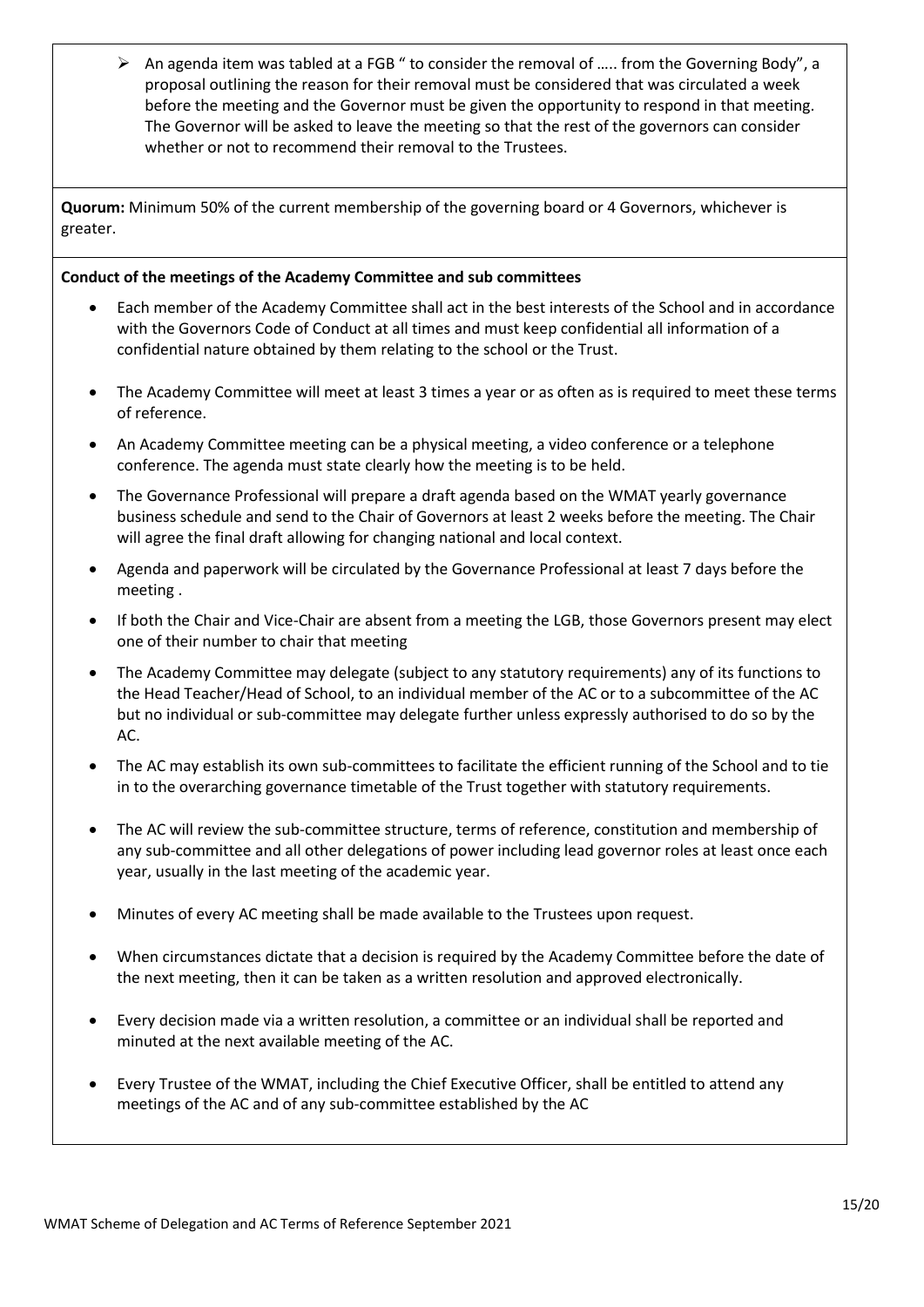- An agenda item was tabled at a FGB " to consider the removal of ….. from the Governing Body", a proposal outlining the reason for their removal must be considered that was circulated a week before the meeting and the Governor must be given the opportunity to respond in that meeting. The Governor will be asked to leave the meeting so that the rest of the governors can consider whether or not to recommend their removal to the Trustees.

**Quorum:** Minimum 50% of the current membership of the governing board or 4 Governors, whichever is greater.

**Conduct of the meetings of the Academy Committee and sub committees**

- Each member of the Academy Committee shall act in the best interests of the School and in accordance with the Governors Code of Conduct at all times and must keep confidential all information of a confidential nature obtained by them relating to the school or the Trust.
- The Academy Committee will meet at least 3 times a year or as often as is required to meet these terms of reference.
- An Academy Committee meeting can be a physical meeting, a video conference or a telephone conference. The agenda must state clearly how the meeting is to be held.
- The Governance Professional will prepare a draft agenda based on the WMAT yearly governance business schedule and send to the Chair of Governors at least 2 weeks before the meeting. The Chair will agree the final draft allowing for changing national and local context.
- Agenda and paperwork will be circulated by the Governance Professional at least 7 days before the meeting .
- If both the Chair and Vice-Chair are absent from a meeting the LGB, those Governors present may elect one of their number to chair that meeting
- The Academy Committee may delegate (subject to any statutory requirements) any of its functions to the Head Teacher/Head of School, to an individual member of the AC or to a subcommittee of the AC but no individual or sub-committee may delegate further unless expressly authorised to do so by the AC.
- The AC may establish its own sub-committees to facilitate the efficient running of the School and to tie in to the overarching governance timetable of the Trust together with statutory requirements.
- The AC will review the sub-committee structure, terms of reference, constitution and membership of any sub-committee and all other delegations of power including lead governor roles at least once each year, usually in the last meeting of the academic year.
- Minutes of every AC meeting shall be made available to the Trustees upon request.
- When circumstances dictate that a decision is required by the Academy Committee before the date of the next meeting, then it can be taken as a written resolution and approved electronically.
- Every decision made via a written resolution, a committee or an individual shall be reported and minuted at the next available meeting of the AC.
- Every Trustee of the WMAT, including the Chief Executive Officer, shall be entitled to attend any meetings of the AC and of any sub-committee established by the AC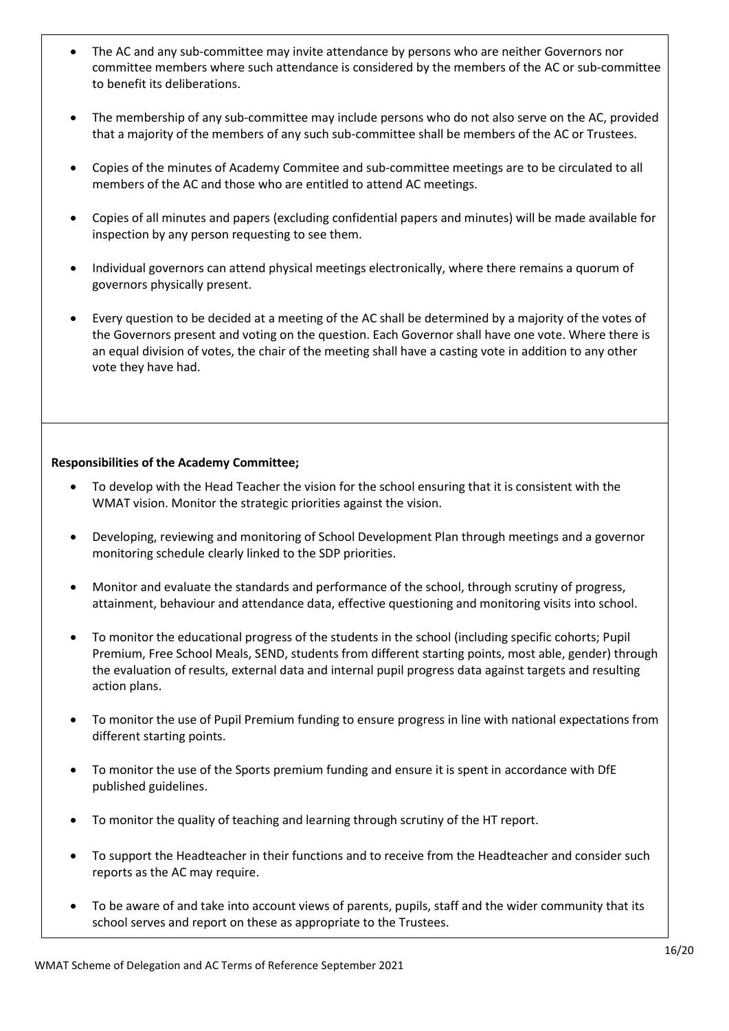- The AC and any sub-committee may invite attendance by persons who are neither Governors nor committee members where such attendance is considered by the members of the AC or sub-committee to benefit its deliberations.

- The membership of any sub-committee may include persons who do not also serve on the AC, provided that a majority of the members of any such sub-committee shall be members of the AC or Trustees.

- Copies of the minutes of Academy Commitee and sub-committee meetings are to be circulated to all members of the AC and those who are entitled to attend AC meetings.

- Copies of all minutes and papers (excluding confidential papers and minutes) will be made available for inspection by any person requesting to see them.

- Individual governors can attend physical meetings electronically, where there remains a quorum of governors physically present.

- Every question to be decided at a meeting of the AC shall be determined by a majority of the votes of the Governors present and voting on the question. Each Governor shall have one vote. Where there is an equal division of votes, the chair of the meeting shall have a casting vote in addition to any other vote they have had.

**Responsibilities of the Academy Committee;**

- To develop with the Head Teacher the vision for the school ensuring that it is consistent with the WMAT vision. Monitor the strategic priorities against the vision.

- Developing, reviewing and monitoring of School Development Plan through meetings and a governor monitoring schedule clearly linked to the SDP priorities.

- Monitor and evaluate the standards and performance of the school, through scrutiny of progress, attainment, behaviour and attendance data, effective questioning and monitoring visits into school.

- To monitor the educational progress of the students in the school (including specific cohorts; Pupil Premium, Free School Meals, SEND, students from different starting points, most able, gender) through the evaluation of results, external data and internal pupil progress data against targets and resulting action plans.

- To monitor the use of Pupil Premium funding to ensure progress in line with national expectations from different starting points.

- To monitor the use of the Sports premium funding and ensure it is spent in accordance with DfE published guidelines.

- To monitor the quality of teaching and learning through scrutiny of the HT report.

- To support the Headteacher in their functions and to receive from the Headteacher and consider such reports as the AC may require.

- To be aware of and take into account views of parents, pupils, staff and the wider community that its school serves and report on these as appropriate to the Trustees.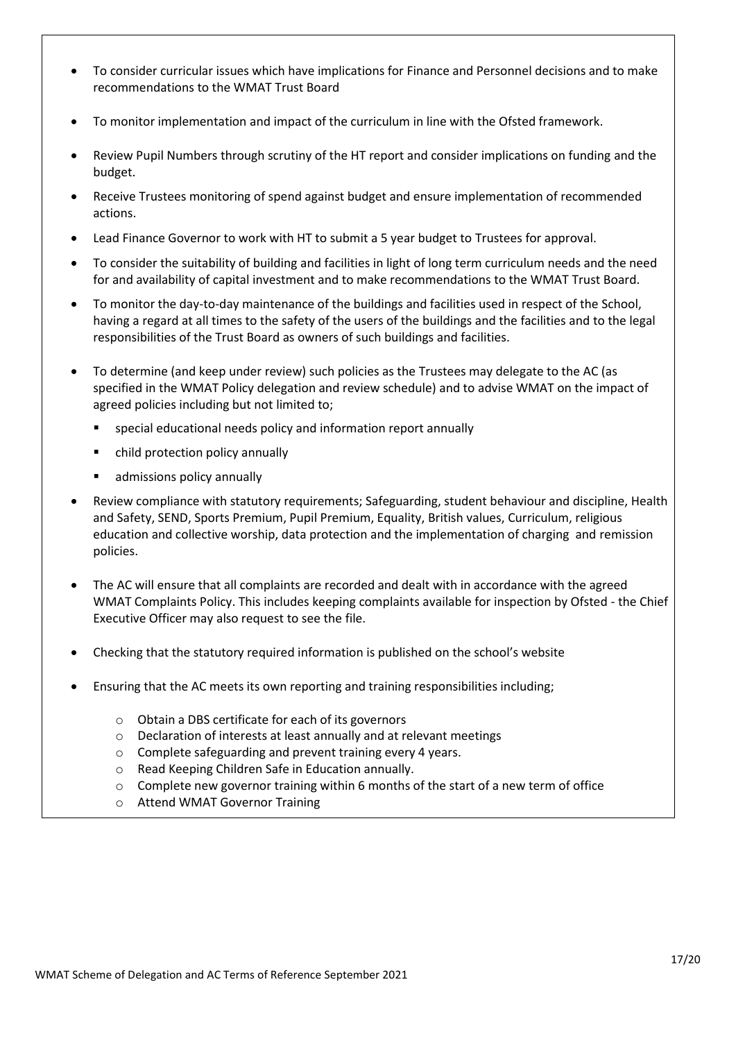- To consider curricular issues which have implications for Finance and Personnel decisions and to make recommendations to the WMAT Trust Board
- To monitor implementation and impact of the curriculum in line with the Ofsted framework.
- Review Pupil Numbers through scrutiny of the HT report and consider implications on funding and the budget.
- Receive Trustees monitoring of spend against budget and ensure implementation of recommended actions.
- Lead Finance Governor to work with HT to submit a 5 year budget to Trustees for approval.
- To consider the suitability of building and facilities in light of long term curriculum needs and the need for and availability of capital investment and to make recommendations to the WMAT Trust Board.
- To monitor the day-to-day maintenance of the buildings and facilities used in respect of the School, having a regard at all times to the safety of the users of the buildings and the facilities and to the legal responsibilities of the Trust Board as owners of such buildings and facilities.
- To determine (and keep under review) such policies as the Trustees may delegate to the AC (as specified in the WMAT Policy delegation and review schedule) and to advise WMAT on the impact of agreed policies including but not limited to;
  - special educational needs policy and information report annually
  - child protection policy annually
  - admissions policy annually
- Review compliance with statutory requirements; Safeguarding, student behaviour and discipline, Health and Safety, SEND, Sports Premium, Pupil Premium, Equality, British values, Curriculum, religious education and collective worship, data protection and the implementation of charging and remission policies.
- The AC will ensure that all complaints are recorded and dealt with in accordance with the agreed WMAT Complaints Policy. This includes keeping complaints available for inspection by Ofsted - the Chief Executive Officer may also request to see the file.
- Checking that the statutory required information is published on the school's website
- Ensuring that the AC meets its own reporting and training responsibilities including;
  - Obtain a DBS certificate for each of its governors
  - Declaration of interests at least annually and at relevant meetings
  - Complete safeguarding and prevent training every 4 years.
  - Read Keeping Children Safe in Education annually.
  - Complete new governor training within 6 months of the start of a new term of office
  - Attend WMAT Governor Training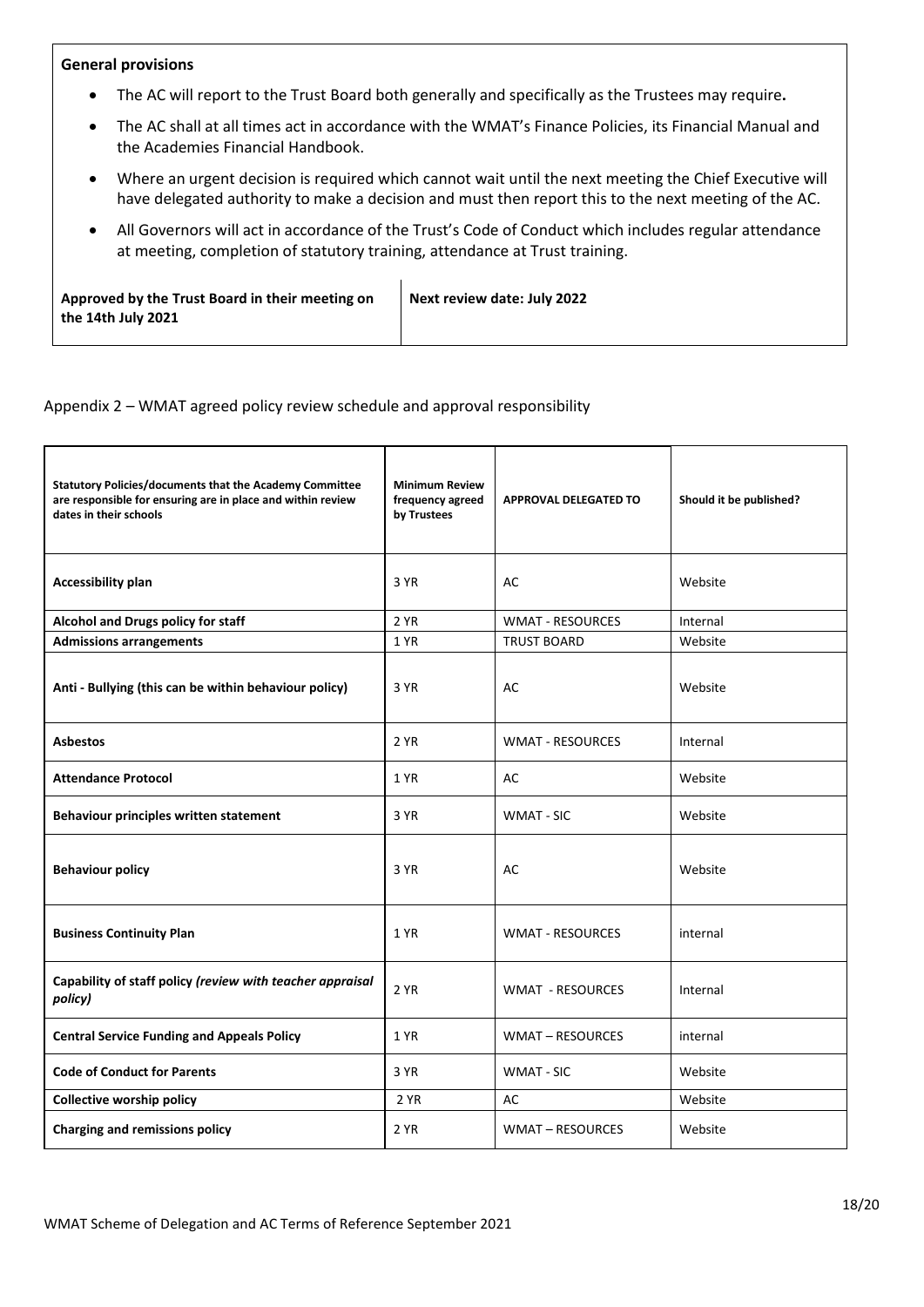**General provisions**

- The AC will report to the Trust Board both generally and specifically as the Trustees may require**.**
- The AC shall at all times act in accordance with the WMAT's Finance Policies, its Financial Manual and the Academies Financial Handbook.
- Where an urgent decision is required which cannot wait until the next meeting the Chief Executive will have delegated authority to make a decision and must then report this to the next meeting of the AC.
- All Governors will act in accordance of the Trust's Code of Conduct which includes regular attendance at meeting, completion of statutory training, attendance at Trust training.

| **Approved by the Trust Board in their meeting on the 14th July 2021** | **Next review date: July 2022** |
|---|---|

Appendix 2 – WMAT agreed policy review schedule and approval responsibility

| **Statutory Policies/documents that the Academy Committee are responsible for ensuring are in place and within review dates in their schools** | **Minimum Review frequency agreed by Trustees** | **APPROVAL DELEGATED TO** | **Should it be published?** |
|---|---|---|---|
| **Accessibility plan** | 3 YR | AC | Website |
| **Alcohol and Drugs policy for staff** | 2 YR | WMAT - RESOURCES | Internal |
| **Admissions arrangements** | 1 YR | TRUST BOARD | Website |
| **Anti - Bullying (this can be within behaviour policy)** | 3 YR | AC | Website |
| **Asbestos** | 2 YR | WMAT - RESOURCES | Internal |
| **Attendance Protocol** | 1 YR | AC | Website |
| **Behaviour principles written statement** | 3 YR | WMAT - SIC | Website |
| **Behaviour policy** | 3 YR | AC | Website |
| **Business Continuity Plan** | 1 YR | WMAT - RESOURCES | internal |
| **Capability of staff policy** ***(review with teacher appraisal policy)*** | 2 YR | WMAT - RESOURCES | Internal |
| **Central Service Funding and Appeals Policy** | 1 YR | WMAT – RESOURCES | internal |
| **Code of Conduct for Parents** | 3 YR | WMAT - SIC | Website |
| **Collective worship policy** | 2 YR | AC | Website |
| **Charging and remissions policy** | 2 YR | WMAT – RESOURCES | Website |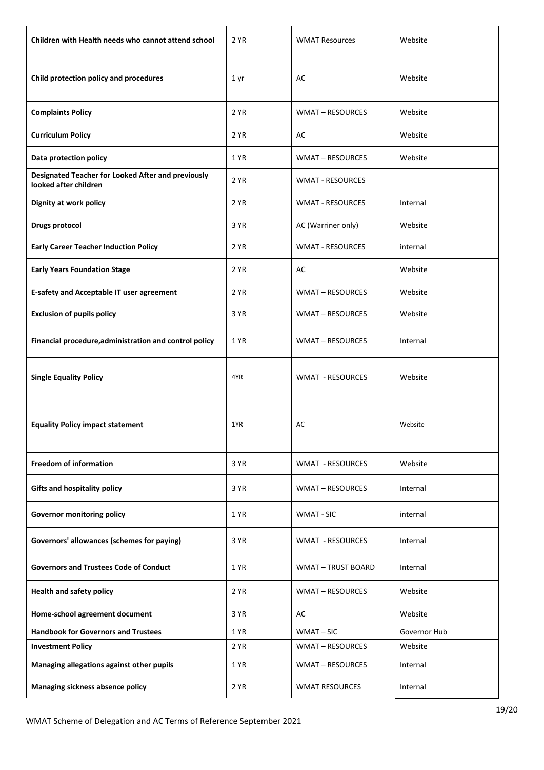| **Children with Health needs who cannot attend school** | 2 YR | WMAT Resources | Website |
|---|---|---|---|
| **Child protection policy and procedures** | 1 yr | AC | Website |
| **Complaints Policy** | 2 YR | WMAT – RESOURCES | Website |
| **Curriculum Policy** | 2 YR | AC | Website |
| **Data protection policy** | 1 YR | WMAT – RESOURCES | Website |
| **Designated Teacher for Looked After and previously looked after children** | 2 YR | WMAT - RESOURCES | |
| **Dignity at work policy** | 2 YR | WMAT - RESOURCES | Internal |
| **Drugs protocol** | 3 YR | AC (Warriner only) | Website |
| **Early Career Teacher Induction Policy** | 2 YR | WMAT - RESOURCES | internal |
| **Early Years Foundation Stage** | 2 YR | AC | Website |
| **E-safety and Acceptable IT user agreement** | 2 YR | WMAT – RESOURCES | Website |
| **Exclusion of pupils policy** | 3 YR | WMAT – RESOURCES | Website |
| **Financial procedure,administration and control policy** | 1 YR | WMAT – RESOURCES | Internal |
| **Single Equality Policy** | 4YR | WMAT - RESOURCES | Website |
| **Equality Policy impact statement** | 1YR | AC | Website |
| **Freedom of information** | 3 YR | WMAT - RESOURCES | Website |
| **Gifts and hospitality policy** | 3 YR | WMAT – RESOURCES | Internal |
| **Governor monitoring policy** | 1 YR | WMAT - SIC | internal |
| **Governors' allowances (schemes for paying)** | 3 YR | WMAT - RESOURCES | Internal |
| **Governors and Trustees Code of Conduct** | 1 YR | WMAT – TRUST BOARD | Internal |
| **Health and safety policy** | 2 YR | WMAT – RESOURCES | Website |
| **Home-school agreement document** | 3 YR | AC | Website |
| **Handbook for Governors and Trustees** | 1 YR | WMAT – SIC | Governor Hub |
| **Investment Policy** | 2 YR | WMAT – RESOURCES | Website |
| **Managing allegations against other pupils** | 1 YR | WMAT – RESOURCES | Internal |
| **Managing sickness absence policy** | 2 YR | WMAT RESOURCES | Internal |

WMAT Scheme of Delegation and AC Terms of Reference September 2021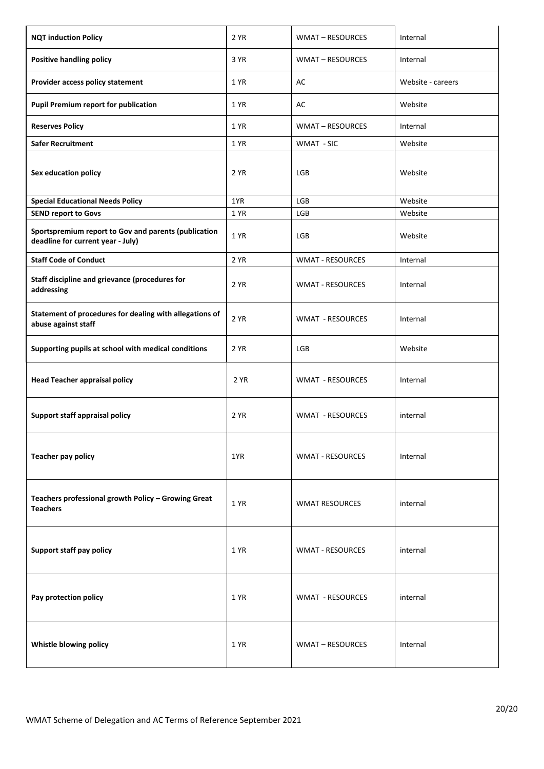| | | | |
|---|---|---|---|
| **NQT induction Policy** | 2 YR | WMAT – RESOURCES | Internal |
| **Positive handling policy** | 3 YR | WMAT – RESOURCES | Internal |
| **Provider access policy statement** | 1 YR | AC | Website - careers |
| **Pupil Premium report for publication** | 1 YR | AC | Website |
| **Reserves Policy** | 1 YR | WMAT – RESOURCES | Internal |
| **Safer Recruitment** | 1 YR | WMAT - SIC | Website |
| **Sex education policy** | 2 YR | LGB | Website |
| **Special Educational Needs Policy** | 1YR | LGB | Website |
| **SEND report to Govs** | 1 YR | LGB | Website |
| **Sportspremium report to Gov and parents (publication deadline for current year - July)** | 1 YR | LGB | Website |
| **Staff Code of Conduct** | 2 YR | WMAT - RESOURCES | Internal |
| **Staff discipline and grievance (procedures for addressing** | 2 YR | WMAT - RESOURCES | Internal |
| **Statement of procedures for dealing with allegations of abuse against staff** | 2 YR | WMAT - RESOURCES | Internal |
| **Supporting pupils at school with medical conditions** | 2 YR | LGB | Website |
| **Head Teacher appraisal policy** | 2 YR | WMAT - RESOURCES | Internal |
| **Support staff appraisal policy** | 2 YR | WMAT - RESOURCES | internal |
| **Teacher pay policy** | 1YR | WMAT - RESOURCES | Internal |
| **Teachers professional growth Policy – Growing Great Teachers** | 1 YR | WMAT RESOURCES | internal |
| **Support staff pay policy** | 1 YR | WMAT - RESOURCES | internal |
| **Pay protection policy** | 1 YR | WMAT - RESOURCES | internal |
| **Whistle blowing policy** | 1 YR | WMAT – RESOURCES | Internal |

WMAT Scheme of Delegation and AC Terms of Reference September 2021